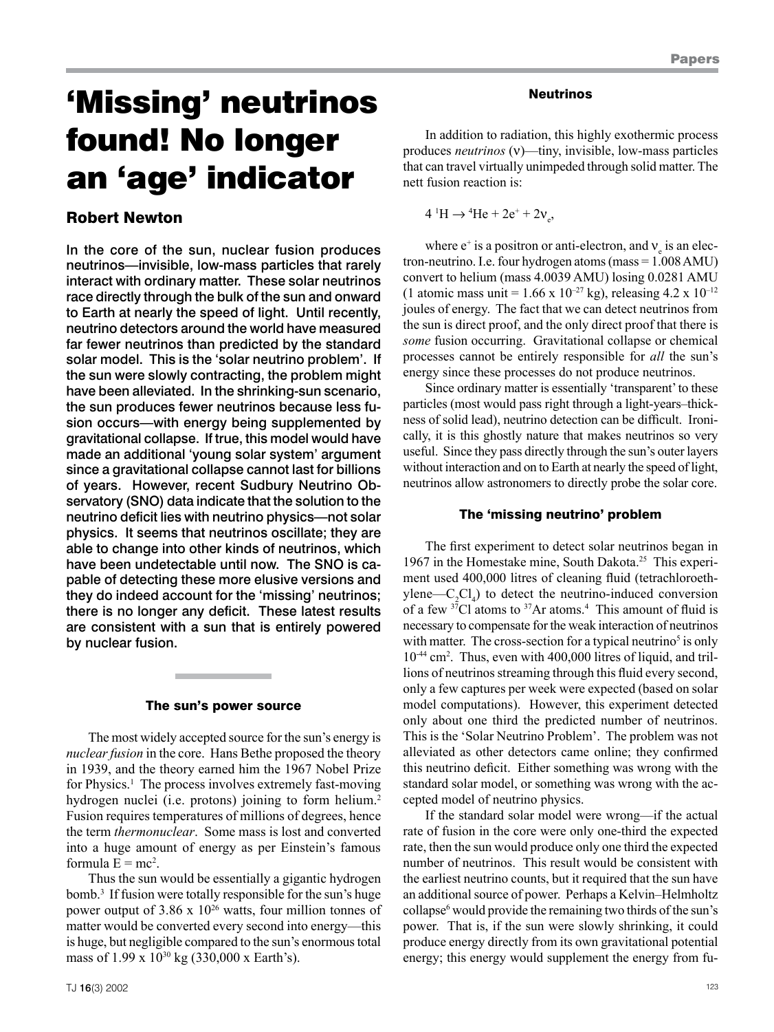# 'Missing' neutrinos found! No longer an 'age' indicator

## Robert Newton

**In the core of the sun, nuclear fusion produces neutrinos—invisible, low-mass particles that rarely interact with ordinary matter. These solar neutrinos race directly through the bulk of the sun and onward to Earth at nearly the speed of light. Until recently, neutrino detectors around the world have measured far fewer neutrinos than predicted by the standard solar model. This is the 'solar neutrino problem'. If the sun were slowly contracting, the problem might have been alleviated. In the shrinking-sun scenario, the sun produces fewer neutrinos because less fusion occurs—with energy being supplemented by gravitational collapse. If true, this model would have made an additional 'young solar system' argument since a gravitational collapse cannot last for billions of years. However, recent Sudbury Neutrino Observatory (SNO) data indicate that the solution to the neutrino deficit lies with neutrino physics—not solar physics. It seems that neutrinos oscillate; they are able to change into other kinds of neutrinos, which have been undetectable until now. The SNO is capable of detecting these more elusive versions and they do indeed account for the 'missing' neutrinos; there is no longer any deficit. These latest results are consistent with a sun that is entirely powered by nuclear fusion.**

### The sun's power source

The most widely accepted source for the sun's energy is *nuclear fusion* in the core. Hans Bethe proposed the theory in 1939, and the theory earned him the 1967 Nobel Prize for Physics.[1] The process involves extremely fast-moving hydrogen nuclei (i.e. protons) joining to form helium.[2] Fusion requires temperatures of millions of degrees, hence the term *thermonuclear*. Some mass is lost and converted into a huge amount of energy as per Einstein's famous formula $E = mc^2$.

Thus the sun would be essentially a gigantic hydrogen bomb.[3] If fusion were totally responsible for the sun's huge power output of $3.86 \times 10^{26}$ watts, four million tonnes of matter would be converted every second into energy—this is huge, but negligible compared to the sun's enormous total mass of $1.99 \times 10^{30}$ kg (330,000 x Earth's).

### Neutrinos

In addition to radiation, this highly exothermic process produces *neutrinos* ($\nu$)—tiny, invisible, low-mass particles that can travel virtually unimpeded through solid matter. The nett fusion reaction is:

$$4\,{}^{1}H \rightarrow {}^{4}He + 2e^{+} + 2\nu_{e},$$

where $e^+$ is a positron or anti-electron, and $\nu_e$ is an electron-neutrino. I.e. four hydrogen atoms (mass = 1.008 AMU) convert to helium (mass 4.0039 AMU) losing 0.0281 AMU (1 atomic mass unit = $1.66 \times 10^{-27}$ kg), releasing $4.2 \times 10^{-12}$ joules of energy. The fact that we can detect neutrinos from the sun is direct proof, and the only direct proof that there is *some* fusion occurring. Gravitational collapse or chemical processes cannot be entirely responsible for *all* the sun's energy since these processes do not produce neutrinos.

Since ordinary matter is essentially 'transparent' to these particles (most would pass right through a light-years–thickness of solid lead), neutrino detection can be difficult. Ironically, it is this ghostly nature that makes neutrinos so very useful. Since they pass directly through the sun's outer layers without interaction and on to Earth at nearly the speed of light, neutrinos allow astronomers to directly probe the solar core.

### The 'missing neutrino' problem

The first experiment to detect solar neutrinos began in 1967 in the Homestake mine, South Dakota.[25] This experiment used 400,000 litres of cleaning fluid (tetrachloroethylene—$C_2Cl_4$) to detect the neutrino-induced conversion of a few ${}^{37}Cl$ atoms to ${}^{37}Ar$ atoms.[4] This amount of fluid is necessary to compensate for the weak interaction of neutrinos with matter. The cross-section for a typical neutrino[5] is only $10^{-44}$ cm$^2$. Thus, even with 400,000 litres of liquid, and trillions of neutrinos streaming through this fluid every second, only a few captures per week were expected (based on solar model computations). However, this experiment detected only about one third the predicted number of neutrinos. This is the 'Solar Neutrino Problem'. The problem was not alleviated as other detectors came online; they confirmed this neutrino deficit. Either something was wrong with the standard solar model, or something was wrong with the accepted model of neutrino physics.

If the standard solar model were wrong—if the actual rate of fusion in the core were only one-third the expected rate, then the sun would produce only one third the expected number of neutrinos. This result would be consistent with the earliest neutrino counts, but it required that the sun have an additional source of power. Perhaps a Kelvin–Helmholtz collapse[6] would provide the remaining two thirds of the sun's power. That is, if the sun were slowly shrinking, it could produce energy directly from its own gravitational potential energy; this energy would supplement the energy from fu-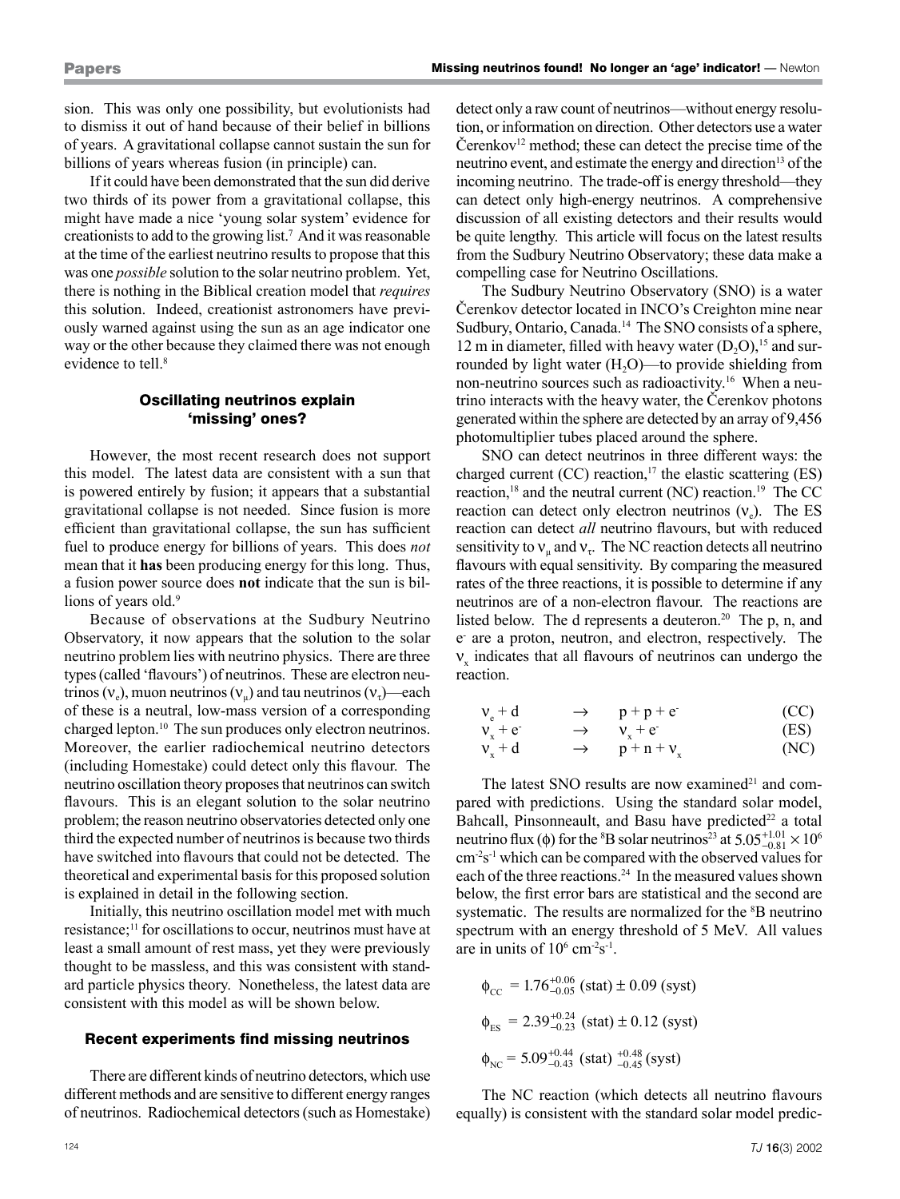sion. This was only one possibility, but evolutionists had to dismiss it out of hand because of their belief in billions of years. A gravitational collapse cannot sustain the sun for billions of years whereas fusion (in principle) can.

If it could have been demonstrated that the sun did derive two thirds of its power from a gravitational collapse, this might have made a nice 'young solar system' evidence for creationists to add to the growing list.[7] And it was reasonable at the time of the earliest neutrino results to propose that this was one *possible* solution to the solar neutrino problem. Yet, there is nothing in the Biblical creation model that *requires* this solution. Indeed, creationist astronomers have previously warned against using the sun as an age indicator one way or the other because they claimed there was not enough evidence to tell.[8]

### Oscillating neutrinos explain 'missing' ones?

However, the most recent research does not support this model. The latest data are consistent with a sun that is powered entirely by fusion; it appears that a substantial gravitational collapse is not needed. Since fusion is more efficient than gravitational collapse, the sun has sufficient fuel to produce energy for billions of years. This does *not* mean that it **has** been producing energy for this long. Thus, a fusion power source does **not** indicate that the sun is billions of years old.[9]

Because of observations at the Sudbury Neutrino Observatory, it now appears that the solution to the solar neutrino problem lies with neutrino physics. There are three types (called 'flavours') of neutrinos. These are electron neutrinos ($\nu_e$), muon neutrinos ($\nu_\mu$) and tau neutrinos ($\nu_\tau$)—each of these is a neutral, low-mass version of a corresponding charged lepton.[10] The sun produces only electron neutrinos. Moreover, the earlier radiochemical neutrino detectors (including Homestake) could detect only this flavour. The neutrino oscillation theory proposes that neutrinos can switch flavours. This is an elegant solution to the solar neutrino problem; the reason neutrino observatories detected only one third the expected number of neutrinos is because two thirds have switched into flavours that could not be detected. The theoretical and experimental basis for this proposed solution is explained in detail in the following section.

Initially, this neutrino oscillation model met with much resistance;[11] for oscillations to occur, neutrinos must have at least a small amount of rest mass, yet they were previously thought to be massless, and this was consistent with standard particle physics theory. Nonetheless, the latest data are consistent with this model as will be shown below.

### Recent experiments find missing neutrinos

There are different kinds of neutrino detectors, which use different methods and are sensitive to different energy ranges of neutrinos. Radiochemical detectors (such as Homestake) detect only a raw count of neutrinos—without energy resolution, or information on direction. Other detectors use a water Čerenkov[12] method; these can detect the precise time of the neutrino event, and estimate the energy and direction[13] of the incoming neutrino. The trade-off is energy threshold—they can detect only high-energy neutrinos. A comprehensive discussion of all existing detectors and their results would be quite lengthy. This article will focus on the latest results from the Sudbury Neutrino Observatory; these data make a compelling case for Neutrino Oscillations.

The Sudbury Neutrino Observatory (SNO) is a water Čerenkov detector located in INCO's Creighton mine near Sudbury, Ontario, Canada.[14] The SNO consists of a sphere, 12 m in diameter, filled with heavy water ($D_2O$),[15] and surrounded by light water ($H_2O$)—to provide shielding from non-neutrino sources such as radioactivity.[16] When a neutrino interacts with the heavy water, the Čerenkov photons generated within the sphere are detected by an array of 9,456 photomultiplier tubes placed around the sphere.

SNO can detect neutrinos in three different ways: the charged current (CC) reaction,[17] the elastic scattering (ES) reaction,[18] and the neutral current (NC) reaction.[19] The CC reaction can detect only electron neutrinos ($\nu_e$). The ES reaction can detect *all* neutrino flavours, but with reduced sensitivity to $\nu_\mu$ and $\nu_\tau$. The NC reaction detects all neutrino flavours with equal sensitivity. By comparing the measured rates of the three reactions, it is possible to determine if any neutrinos are of a non-electron flavour. The reactions are listed below. The d represents a deuteron.[20] The p, n, and $e^-$ are a proton, neutron, and electron, respectively. The $\nu_x$ indicates that all flavours of neutrinos can undergo the reaction.

$$\nu_e + d \rightarrow p + p + e^- \quad \text{(CC)}$$

$$\nu_x + e^- \rightarrow \nu_x + e^- \quad \text{(ES)}$$

$$\nu_x + d \rightarrow p + n + \nu_x \quad \text{(NC)}$$

The latest SNO results are now examined[21] and compared with predictions. Using the standard solar model, Bahcall, Pinsonneault, and Basu have predicted[22] a total neutrino flux ($\phi$) for the $^8$B solar neutrinos[23] at $5.05^{+1.01}_{-0.81} \times 10^6$ cm$^{-2}$s$^{-1}$ which can be compared with the observed values for each of the three reactions.[24] In the measured values shown below, the first error bars are statistical and the second are systematic. The results are normalized for the $^8$B neutrino spectrum with an energy threshold of 5 MeV. All values are in units of $10^6$ cm$^{-2}$s$^{-1}$.

$$\phi_{CC} = 1.76^{+0.06}_{-0.05} \text{ (stat)} \pm 0.09 \text{ (syst)}$$

$$\phi_{ES} = 2.39^{+0.24}_{-0.23} \text{ (stat)} \pm 0.12 \text{ (syst)}$$

$$\phi_{NC} = 5.09^{+0.44}_{-0.43} \text{ (stat)} ^{+0.48}_{-0.45} \text{(syst)}$$

The NC reaction (which detects all neutrino flavours equally) is consistent with the standard solar model predic-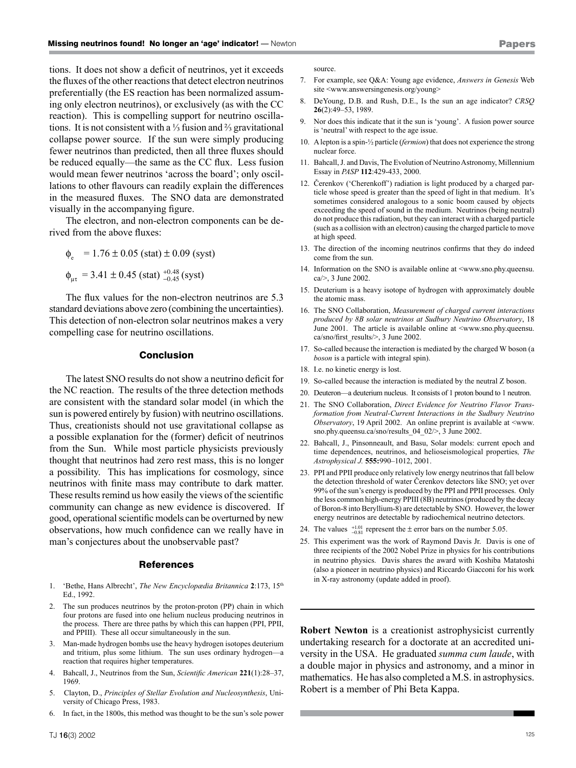tions. It does not show a deficit of neutrinos, yet it exceeds the fluxes of the other reactions that detect electron neutrinos preferentially (the ES reaction has been normalized assuming only electron neutrinos), or exclusively (as with the CC reaction). This is compelling support for neutrino oscillations. It is not consistent with a ⅓ fusion and ⅔ gravitational collapse power source. If the sun were simply producing fewer neutrinos than predicted, then all three fluxes should be reduced equally—the same as the CC flux. Less fusion would mean fewer neutrinos 'across the board'; only oscillations to other flavours can readily explain the differences in the measured fluxes. The SNO data are demonstrated visually in the accompanying figure.

The electron, and non-electron components can be derived from the above fluxes:

$$\phi_e = 1.76 \pm 0.05 \text{ (stat)} \pm 0.09 \text{ (syst)}$$

$$\phi_{\mu\tau} = 3.41 \pm 0.45 \text{ (stat)} \, ^{+0.48}_{-0.45} \text{ (syst)}$$

The flux values for the non-electron neutrinos are 5.3 standard deviations above zero (combining the uncertainties). This detection of non-electron solar neutrinos makes a very compelling case for neutrino oscillations.

## Conclusion

The latest SNO results do not show a neutrino deficit for the NC reaction. The results of the three detection methods are consistent with the standard solar model (in which the sun is powered entirely by fusion) with neutrino oscillations. Thus, creationists should not use gravitational collapse as a possible explanation for the (former) deficit of neutrinos from the Sun. While most particle physicists previously thought that neutrinos had zero rest mass, this is no longer a possibility. This has implications for cosmology, since neutrinos with finite mass may contribute to dark matter. These results remind us how easily the views of the scientific community can change as new evidence is discovered. If good, operational scientific models can be overturned by new observations, how much confidence can we really have in man's conjectures about the unobservable past?

## References

1. 'Bethe, Hans Albrecht', *The New Encyclopædia Britannica* **2**:173, 15th Ed., 1992.
2. The sun produces neutrinos by the proton-proton (PP) chain in which four protons are fused into one helium nucleus producing neutrinos in the process. There are three paths by which this can happen (PPI, PPII, and PPIII). These all occur simultaneously in the sun.
3. Man-made hydrogen bombs use the heavy hydrogen isotopes deuterium and tritium, plus some lithium. The sun uses ordinary hydrogen—a reaction that requires higher temperatures.
4. Bahcall, J., Neutrinos from the Sun, *Scientific American* **221**(1):28–37, 1969.
5. Clayton, D., *Principles of Stellar Evolution and Nucleosynthesis*, University of Chicago Press, 1983.
6. In fact, in the 1800s, this method was thought to be the sun's sole power source.
7. For example, see Q&A: Young age evidence, *Answers in Genesis* Web site <www.answersingenesis.org/young>
8. DeYoung, D.B. and Rush, D.E., Is the sun an age indicator? *CRSQ* **26**(2):49–53, 1989.
9. Nor does this indicate that it the sun is 'young'. A fusion power source is 'neutral' with respect to the age issue.
10. A lepton is a spin-½ particle (*fermion*) that does not experience the strong nuclear force.
11. Bahcall, J. and Davis, The Evolution of Neutrino Astronomy, Millennium Essay in *PASP* **112**:429-433, 2000.
12. Čerenkov ('Cherenkoff') radiation is light produced by a charged particle whose speed is greater than the speed of light in that medium. It's sometimes considered analogous to a sonic boom caused by objects exceeding the speed of sound in the medium. Neutrinos (being neutral) do not produce this radiation, but they can interact with a charged particle (such as a collision with an electron) causing the charged particle to move at high speed.
13. The direction of the incoming neutrinos confirms that they do indeed come from the sun.
14. Information on the SNO is available online at <www.sno.phy.queensu.ca/>, 3 June 2002.
15. Deuterium is a heavy isotope of hydrogen with approximately double the atomic mass.
16. The SNO Collaboration, *Measurement of charged current interactions produced by 8B solar neutrinos at Sudbury Neutrino Observatory*, 18 June 2001. The article is available online at <www.sno.phy.queensu.ca/sno/first_results/>, 3 June 2002.
17. So-called because the interaction is mediated by the charged W boson (a *boson* is a particle with integral spin).
18. I.e. no kinetic energy is lost.
19. So-called because the interaction is mediated by the neutral Z boson.
20. Deuteron—a deuterium nucleus. It consists of 1 proton bound to 1 neutron.
21. The SNO Collaboration, *Direct Evidence for Neutrino Flavor Transformation from Neutral-Current Interactions in the Sudbury Neutrino Observatory*, 19 April 2002. An online preprint is available at <www.sno.phy.queensu.ca/sno/results_04_02/>, 3 June 2002.
22. Bahcall, J., Pinsonneault, and Basu, Solar models: current epoch and time dependences, neutrinos, and helioseismological properties*, The Astrophysical J.* **555:**990–1012, 2001.
23. PPI and PPII produce only relatively low energy neutrinos that fall below the detection threshold of water Čerenkov detectors like SNO; yet over 99% of the sun's energy is produced by the PPI and PPII processes. Only the less common high-energy PPIII (8B) neutrinos (produced by the decay of Boron-8 into Beryllium-8) are detectable by SNO. However, the lower energy neutrinos are detectable by radiochemical neutrino detectors.
24. The values $^{+1.01}_{-0.81}$ represent the ± error bars on the number 5.05.
25. This experiment was the work of Raymond Davis Jr. Davis is one of three recipients of the 2002 Nobel Prize in physics for his contributions in neutrino physics. Davis shares the award with Koshiba Matatoshi (also a pioneer in neutrino physics) and Riccardo Giacconi for his work in X-ray astronomy (update added in proof).

---

**Robert Newton** is a creationist astrophysicist currently undertaking research for a doctorate at an accredited university in the USA. He graduated *summa cum laude*, with a double major in physics and astronomy, and a minor in mathematics. He has also completed a M.S. in astrophysics. Robert is a member of Phi Beta Kappa.